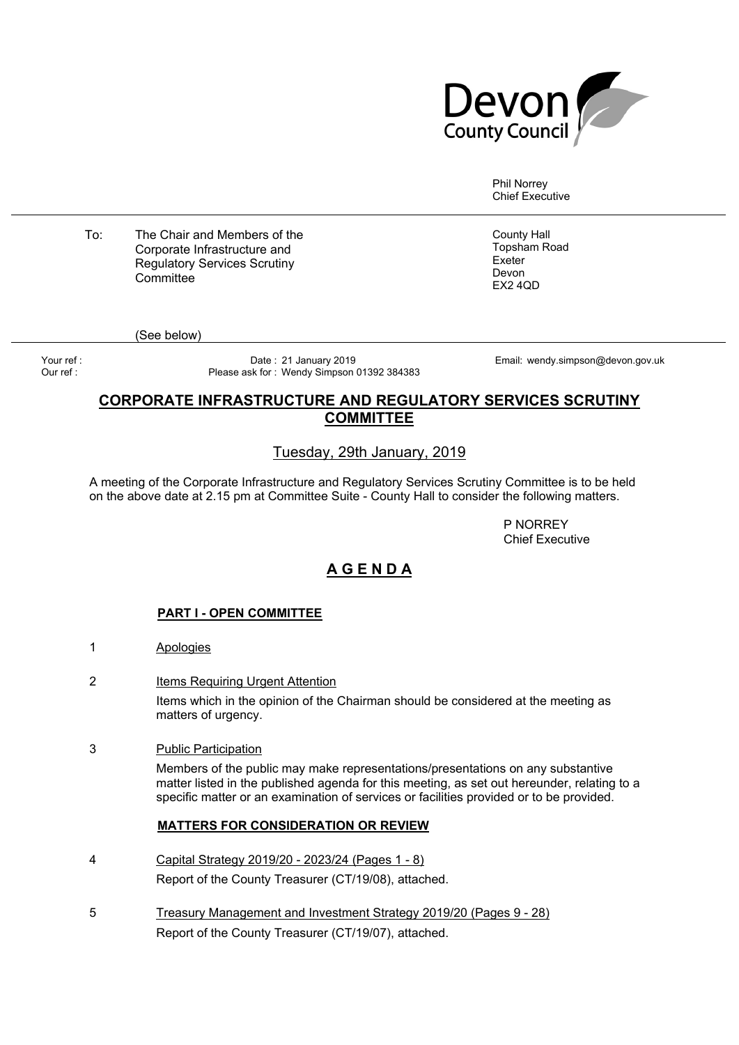Devon County Council

Phil Norrey
Chief Executive

To: The Chair and Members of the Corporate Infrastructure and Regulatory Services Scrutiny Committee

County Hall
Topsham Road
Exeter
Devon
EX2 4QD

(See below)

Your ref :
Our ref :

Date : 21 January 2019
Please ask for : Wendy Simpson 01392 384383

Email: wendy.simpson@devon.gov.uk

# CORPORATE INFRASTRUCTURE AND REGULATORY SERVICES SCRUTINY COMMITTEE

## Tuesday, 29th January, 2019

A meeting of the Corporate Infrastructure and Regulatory Services Scrutiny Committee is to be held on the above date at 2.15 pm at Committee Suite - County Hall to consider the following matters.

P NORREY
Chief Executive

# A G E N D A

### PART I - OPEN COMMITTEE

1 Apologies

2 Items Requiring Urgent Attention

Items which in the opinion of the Chairman should be considered at the meeting as matters of urgency.

3 Public Participation

Members of the public may make representations/presentations on any substantive matter listed in the published agenda for this meeting, as set out hereunder, relating to a specific matter or an examination of services or facilities provided or to be provided.

### MATTERS FOR CONSIDERATION OR REVIEW

4 Capital Strategy 2019/20 - 2023/24 (Pages 1 - 8)

Report of the County Treasurer (CT/19/08), attached.

5 Treasury Management and Investment Strategy 2019/20 (Pages 9 - 28)

Report of the County Treasurer (CT/19/07), attached.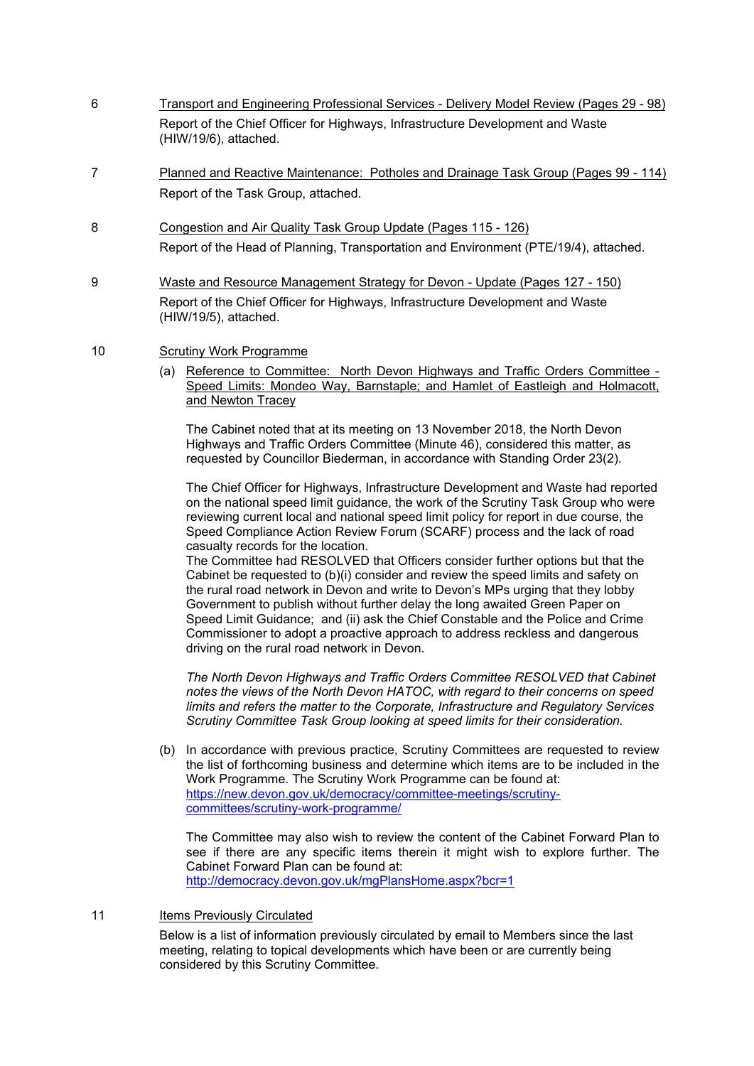6 Transport and Engineering Professional Services - Delivery Model Review (Pages 29 - 98)

Report of the Chief Officer for Highways, Infrastructure Development and Waste (HIW/19/6), attached.

7 Planned and Reactive Maintenance: Potholes and Drainage Task Group (Pages 99 - 114)

Report of the Task Group, attached.

8 Congestion and Air Quality Task Group Update (Pages 115 - 126)

Report of the Head of Planning, Transportation and Environment (PTE/19/4), attached.

9 Waste and Resource Management Strategy for Devon - Update (Pages 127 - 150)

Report of the Chief Officer for Highways, Infrastructure Development and Waste (HIW/19/5), attached.

10 Scrutiny Work Programme

(a) Reference to Committee: North Devon Highways and Traffic Orders Committee - Speed Limits: Mondeo Way, Barnstaple; and Hamlet of Eastleigh and Holmacott, and Newton Tracey

The Cabinet noted that at its meeting on 13 November 2018, the North Devon Highways and Traffic Orders Committee (Minute 46), considered this matter, as requested by Councillor Biederman, in accordance with Standing Order 23(2).

The Chief Officer for Highways, Infrastructure Development and Waste had reported on the national speed limit guidance, the work of the Scrutiny Task Group who were reviewing current local and national speed limit policy for report in due course, the Speed Compliance Action Review Forum (SCARF) process and the lack of road casualty records for the location.
The Committee had RESOLVED that Officers consider further options but that the Cabinet be requested to (b)(i) consider and review the speed limits and safety on the rural road network in Devon and write to Devon's MPs urging that they lobby Government to publish without further delay the long awaited Green Paper on Speed Limit Guidance; and (ii) ask the Chief Constable and the Police and Crime Commissioner to adopt a proactive approach to address reckless and dangerous driving on the rural road network in Devon.

*The North Devon Highways and Traffic Orders Committee RESOLVED that Cabinet notes the views of the North Devon HATOC, with regard to their concerns on speed limits and refers the matter to the Corporate, Infrastructure and Regulatory Services Scrutiny Committee Task Group looking at speed limits for their consideration.*

(b) In accordance with previous practice, Scrutiny Committees are requested to review the list of forthcoming business and determine which items are to be included in the Work Programme. The Scrutiny Work Programme can be found at: https://new.devon.gov.uk/democracy/committee-meetings/scrutiny-committees/scrutiny-work-programme/

The Committee may also wish to review the content of the Cabinet Forward Plan to see if there are any specific items therein it might wish to explore further. The Cabinet Forward Plan can be found at: http://democracy.devon.gov.uk/mgPlansHome.aspx?bcr=1

11 Items Previously Circulated

Below is a list of information previously circulated by email to Members since the last meeting, relating to topical developments which have been or are currently being considered by this Scrutiny Committee.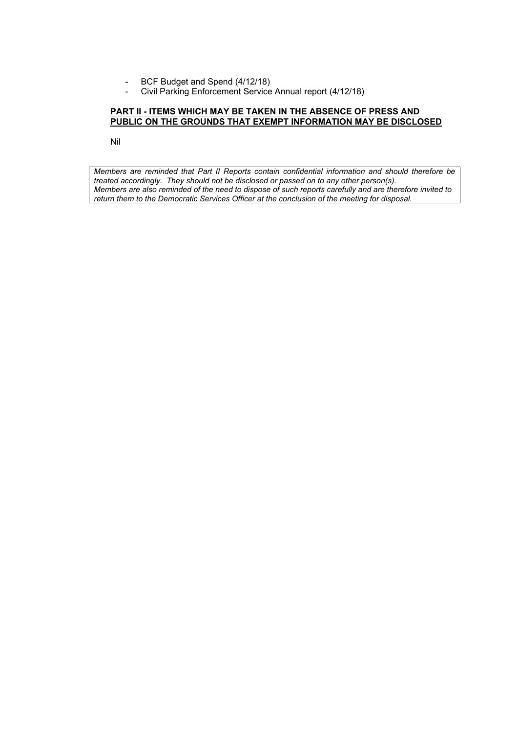- BCF Budget and Spend (4/12/18)
- Civil Parking Enforcement Service Annual report (4/12/18)

**PART II - ITEMS WHICH MAY BE TAKEN IN THE ABSENCE OF PRESS AND PUBLIC ON THE GROUNDS THAT EXEMPT INFORMATION MAY BE DISCLOSED**

Nil

*Members are reminded that Part II Reports contain confidential information and should therefore be treated accordingly. They should not be disclosed or passed on to any other person(s). Members are also reminded of the need to dispose of such reports carefully and are therefore invited to return them to the Democratic Services Officer at the conclusion of the meeting for disposal.*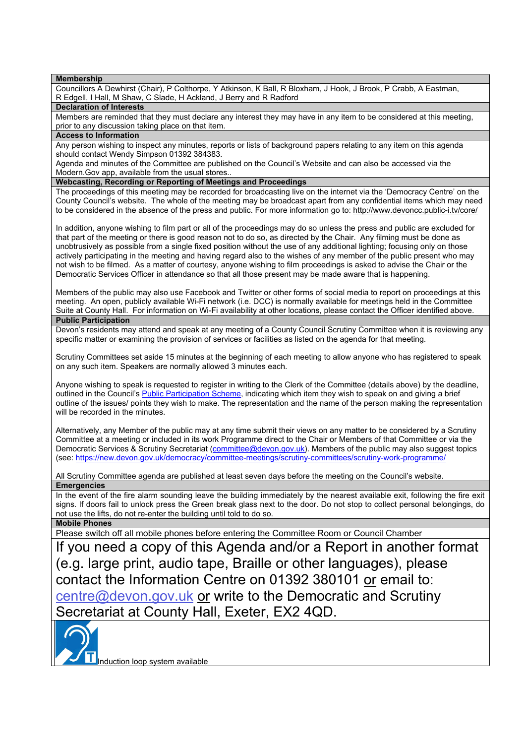**Membership**

Councillors A Dewhirst (Chair), P Colthorpe, Y Atkinson, K Ball, R Bloxham, J Hook, J Brook, P Crabb, A Eastman, R Edgell, I Hall, M Shaw, C Slade, H Ackland, J Berry and R Radford

**Declaration of Interests**

Members are reminded that they must declare any interest they may have in any item to be considered at this meeting, prior to any discussion taking place on that item.

**Access to Information**

Any person wishing to inspect any minutes, reports or lists of background papers relating to any item on this agenda should contact Wendy Simpson 01392 384383.

Agenda and minutes of the Committee are published on the Council's Website and can also be accessed via the Modern.Gov app, available from the usual stores..

**Webcasting, Recording or Reporting of Meetings and Proceedings**

The proceedings of this meeting may be recorded for broadcasting live on the internet via the 'Democracy Centre' on the County Council's website. The whole of the meeting may be broadcast apart from any confidential items which may need to be considered in the absence of the press and public. For more information go to: http://www.devoncc.public-i.tv/core/

In addition, anyone wishing to film part or all of the proceedings may do so unless the press and public are excluded for that part of the meeting or there is good reason not to do so, as directed by the Chair. Any filming must be done as unobtrusively as possible from a single fixed position without the use of any additional lighting; focusing only on those actively participating in the meeting and having regard also to the wishes of any member of the public present who may not wish to be filmed. As a matter of courtesy, anyone wishing to film proceedings is asked to advise the Chair or the Democratic Services Officer in attendance so that all those present may be made aware that is happening.

Members of the public may also use Facebook and Twitter or other forms of social media to report on proceedings at this meeting. An open, publicly available Wi-Fi network (i.e. DCC) is normally available for meetings held in the Committee Suite at County Hall. For information on Wi-Fi availability at other locations, please contact the Officer identified above.

**Public Participation**

Devon's residents may attend and speak at any meeting of a County Council Scrutiny Committee when it is reviewing any specific matter or examining the provision of services or facilities as listed on the agenda for that meeting.

Scrutiny Committees set aside 15 minutes at the beginning of each meeting to allow anyone who has registered to speak on any such item. Speakers are normally allowed 3 minutes each.

Anyone wishing to speak is requested to register in writing to the Clerk of the Committee (details above) by the deadline, outlined in the Council's Public Participation Scheme, indicating which item they wish to speak on and giving a brief outline of the issues/ points they wish to make. The representation and the name of the person making the representation will be recorded in the minutes.

Alternatively, any Member of the public may at any time submit their views on any matter to be considered by a Scrutiny Committee at a meeting or included in its work Programme direct to the Chair or Members of that Committee or via the Democratic Services & Scrutiny Secretariat (committee@devon.gov.uk). Members of the public may also suggest topics (see: https://new.devon.gov.uk/democracy/committee-meetings/scrutiny-committees/scrutiny-work-programme/

All Scrutiny Committee agenda are published at least seven days before the meeting on the Council's website.

**Emergencies**

In the event of the fire alarm sounding leave the building immediately by the nearest available exit, following the fire exit signs. If doors fail to unlock press the Green break glass next to the door. Do not stop to collect personal belongings, do not use the lifts, do not re-enter the building until told to do so.

**Mobile Phones**

Please switch off all mobile phones before entering the Committee Room or Council Chamber

If you need a copy of this Agenda and/or a Report in another format (e.g. large print, audio tape, Braille or other languages), please contact the Information Centre on 01392 380101 or email to: centre@devon.gov.uk or write to the Democratic and Scrutiny Secretariat at County Hall, Exeter, EX2 4QD.

Induction loop system available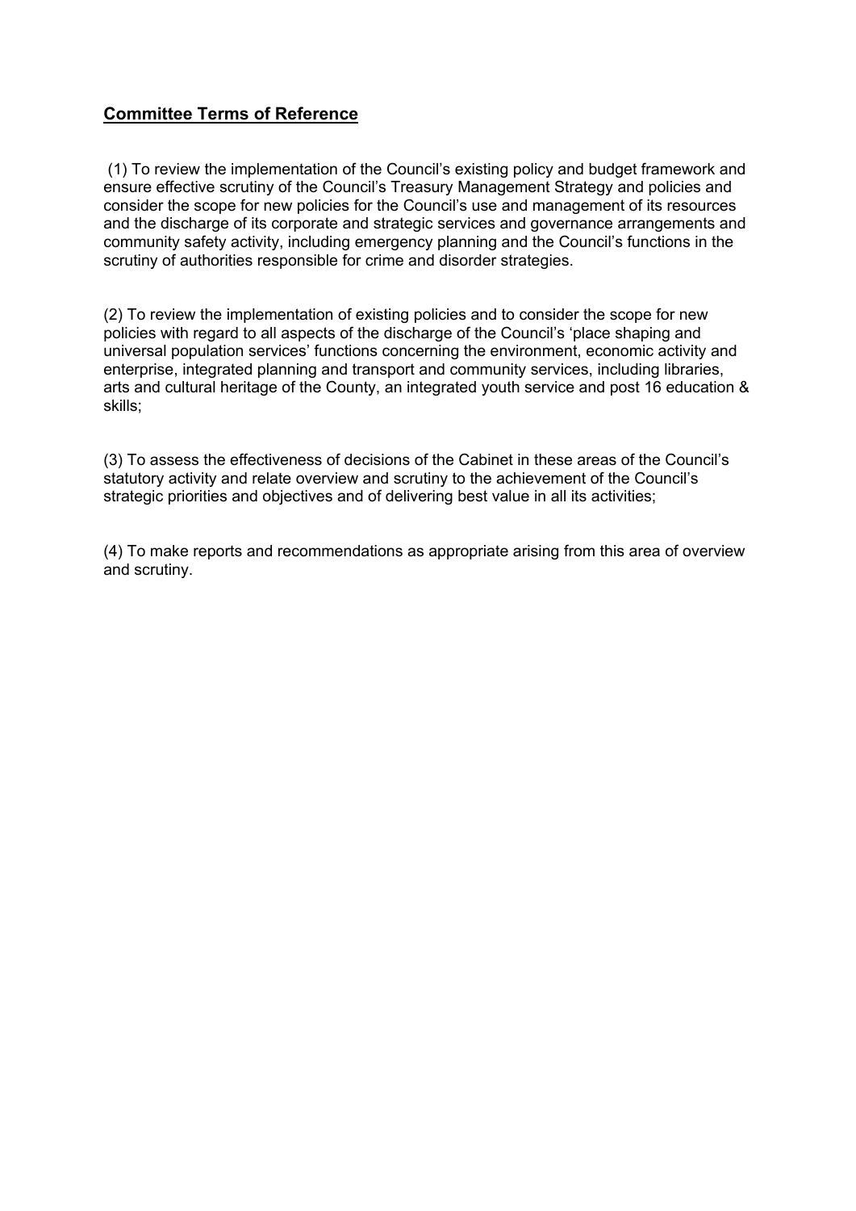## **Committee Terms of Reference**

(1) To review the implementation of the Council's existing policy and budget framework and ensure effective scrutiny of the Council's Treasury Management Strategy and policies and consider the scope for new policies for the Council's use and management of its resources and the discharge of its corporate and strategic services and governance arrangements and community safety activity, including emergency planning and the Council's functions in the scrutiny of authorities responsible for crime and disorder strategies.

(2) To review the implementation of existing policies and to consider the scope for new policies with regard to all aspects of the discharge of the Council's 'place shaping and universal population services' functions concerning the environment, economic activity and enterprise, integrated planning and transport and community services, including libraries, arts and cultural heritage of the County, an integrated youth service and post 16 education & skills;

(3) To assess the effectiveness of decisions of the Cabinet in these areas of the Council's statutory activity and relate overview and scrutiny to the achievement of the Council's strategic priorities and objectives and of delivering best value in all its activities;

(4) To make reports and recommendations as appropriate arising from this area of overview and scrutiny.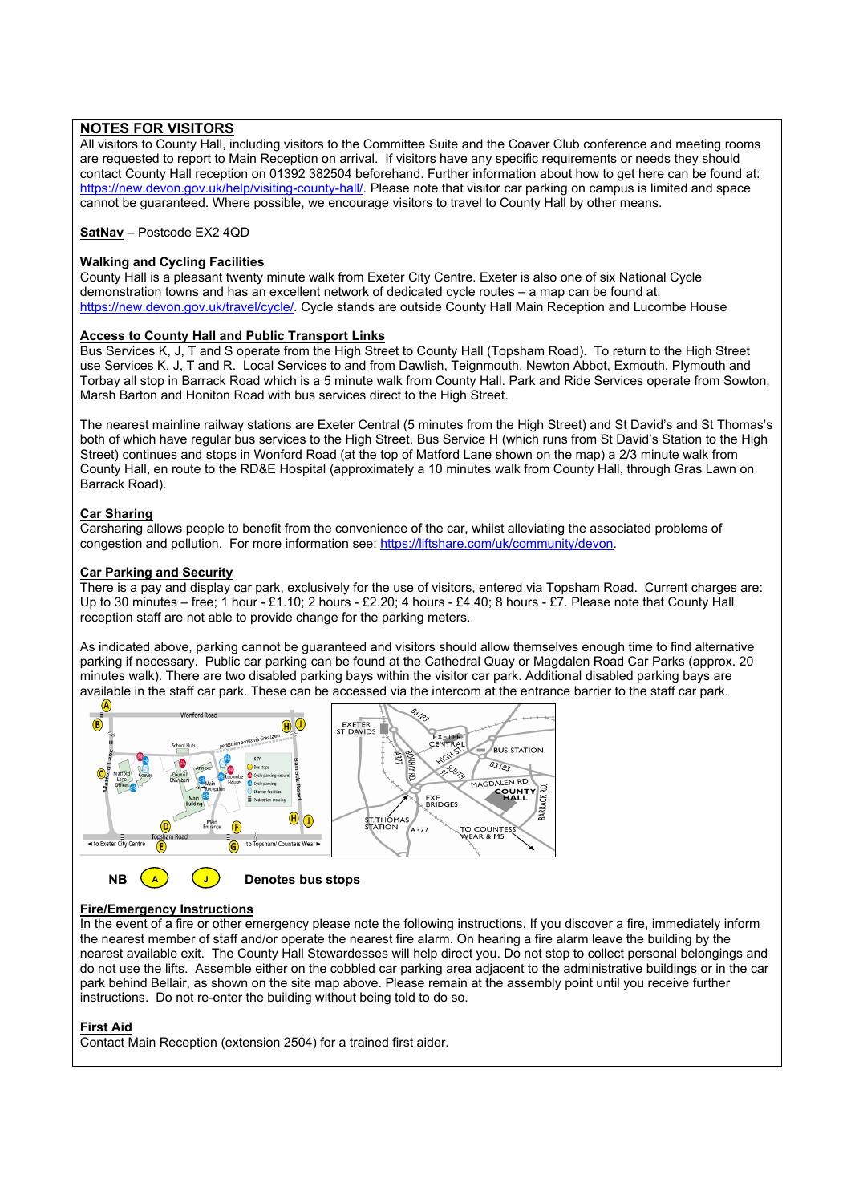## NOTES FOR VISITORS

All visitors to County Hall, including visitors to the Committee Suite and the Coaver Club conference and meeting rooms are requested to report to Main Reception on arrival. If visitors have any specific requirements or needs they should contact County Hall reception on 01392 382504 beforehand. Further information about how to get here can be found at: https://new.devon.gov.uk/help/visiting-county-hall/. Please note that visitor car parking on campus is limited and space cannot be guaranteed. Where possible, we encourage visitors to travel to County Hall by other means.

**SatNav** – Postcode EX2 4QD

**Walking and Cycling Facilities**

County Hall is a pleasant twenty minute walk from Exeter City Centre. Exeter is also one of six National Cycle demonstration towns and has an excellent network of dedicated cycle routes – a map can be found at: https://new.devon.gov.uk/travel/cycle/. Cycle stands are outside County Hall Main Reception and Lucombe House

**Access to County Hall and Public Transport Links**

Bus Services K, J, T and S operate from the High Street to County Hall (Topsham Road). To return to the High Street use Services K, J, T and R. Local Services to and from Dawlish, Teignmouth, Newton Abbot, Exmouth, Plymouth and Torbay all stop in Barrack Road which is a 5 minute walk from County Hall. Park and Ride Services operate from Sowton, Marsh Barton and Honiton Road with bus services direct to the High Street.

The nearest mainline railway stations are Exeter Central (5 minutes from the High Street) and St David's and St Thomas's both of which have regular bus services to the High Street. Bus Service H (which runs from St David's Station to the High Street) continues and stops in Wonford Road (at the top of Matford Lane shown on the map) a 2/3 minute walk from County Hall, en route to the RD&E Hospital (approximately a 10 minutes walk from County Hall, through Gras Lawn on Barrack Road).

**Car Sharing**

Carsharing allows people to benefit from the convenience of the car, whilst alleviating the associated problems of congestion and pollution. For more information see: https://liftshare.com/uk/community/devon.

**Car Parking and Security**

There is a pay and display car park, exclusively for the use of visitors, entered via Topsham Road. Current charges are: Up to 30 minutes – free; 1 hour - £1.10; 2 hours - £2.20; 4 hours - £4.40; 8 hours - £7. Please note that County Hall reception staff are not able to provide change for the parking meters.

As indicated above, parking cannot be guaranteed and visitors should allow themselves enough time to find alternative parking if necessary. Public car parking can be found at the Cathedral Quay or Magdalen Road Car Parks (approx. 20 minutes walk). There are two disabled parking bays within the visitor car park. Additional disabled parking bays are available in the staff car park. These can be accessed via the intercom at the entrance barrier to the staff car park.

NB (A) (J) **Denotes bus stops**

**Fire/Emergency Instructions**

In the event of a fire or other emergency please note the following instructions. If you discover a fire, immediately inform the nearest member of staff and/or operate the nearest fire alarm. On hearing a fire alarm leave the building by the nearest available exit. The County Hall Stewardesses will help direct you. Do not stop to collect personal belongings and do not use the lifts. Assemble either on the cobbled car parking area adjacent to the administrative buildings or in the car park behind Bellair, as shown on the site map above. Please remain at the assembly point until you receive further instructions. Do not re-enter the building without being told to do so.

**First Aid**

Contact Main Reception (extension 2504) for a trained first aider.